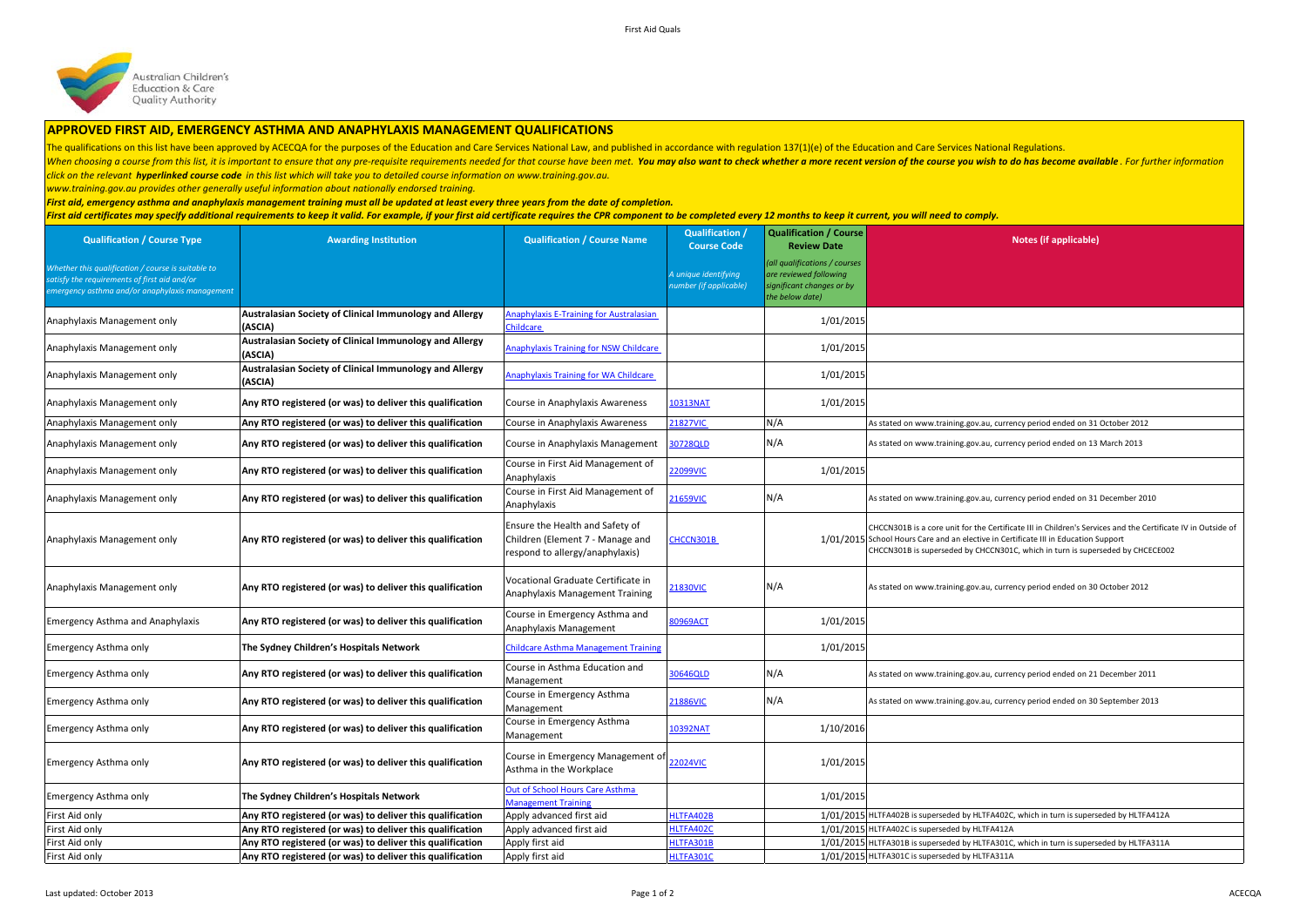## APPROVED FIRST AID, EMERGENCY ASTHMA AND ANAPHYLAXIS MANAGEMENT QUALIFICATIONS

The qualifications on this list have been approved by ACECQA for the purposes of the Education and Care Services National Law, and published in accordance with regulation 137(1)(e) of the Education and Care Services National Regulations.

*When choosing a course from this list, it is important to ensure that any pre-requisite requirements needed for that course have been met.* ***You may also want to check whether a more recent version of the course you wish to do has become available****. For further information click on the relevant* ***hyperlinked course code*** *in this list which will take you to detailed course information on www.training.gov.au.*

*www.training.gov.au provides other generally useful information about nationally endorsed training.*

***First aid, emergency asthma and anaphylaxis management training must all be updated at least every three years from the date of completion.***

***First aid certificates may specify additional requirements to keep it valid. For example, if your first aid certificate requires the CPR component to be completed every 12 months to keep it current, you will need to comply.***

| Qualification / Course Type<br>*Whether this qualification / course is suitable to satisfy the requirements of first aid and/or emergency asthma and/or anaphylaxis management* | Awarding Institution | Qualification / Course Name | Qualification / Course Code<br>*A unique identifying number (if applicable)* | Qualification / Course Review Date<br>*(all qualifications / courses are reviewed following significant changes or by the below date)* | Notes (if applicable) |
|---|---|---|---|---|---|
| Anaphylaxis Management only | **Australasian Society of Clinical Immunology and Allergy (ASCIA)** | Anaphylaxis E-Training for Australasian Childcare | | 1/01/2015 | |
| Anaphylaxis Management only | **Australasian Society of Clinical Immunology and Allergy (ASCIA)** | Anaphylaxis Training for NSW Childcare | | 1/01/2015 | |
| Anaphylaxis Management only | **Australasian Society of Clinical Immunology and Allergy (ASCIA)** | Anaphylaxis Training for WA Childcare | | 1/01/2015 | |
| Anaphylaxis Management only | **Any RTO registered (or was) to deliver this qualification** | Course in Anaphylaxis Awareness | 10313NAT | 1/01/2015 | |
| Anaphylaxis Management only | **Any RTO registered (or was) to deliver this qualification** | Course in Anaphylaxis Awareness | 21827VIC | N/A | As stated on www.training.gov.au, currency period ended on 31 October 2012 |
| Anaphylaxis Management only | **Any RTO registered (or was) to deliver this qualification** | Course in Anaphylaxis Management | 30728QLD | N/A | As stated on www.training.gov.au, currency period ended on 13 March 2013 |
| Anaphylaxis Management only | **Any RTO registered (or was) to deliver this qualification** | Course in First Aid Management of Anaphylaxis | 22099VIC | 1/01/2015 | |
| Anaphylaxis Management only | **Any RTO registered (or was) to deliver this qualification** | Course in First Aid Management of Anaphylaxis | 21659VIC | N/A | As stated on www.training.gov.au, currency period ended on 31 December 2010 |
| Anaphylaxis Management only | **Any RTO registered (or was) to deliver this qualification** | Ensure the Health and Safety of Children (Element 7 - Manage and respond to allergy/anaphylaxis) | CHCCN301B | 1/01/2015 | CHCCN301B is a core unit for the Certificate III in Children's Services and the Certificate IV in Outside of School Hours Care and an elective in Certificate III in Education Support CHCCN301B is superseded by CHCCN301C, which in turn is superseded by CHCECE002 |
| Anaphylaxis Management only | **Any RTO registered (or was) to deliver this qualification** | Vocational Graduate Certificate in Anaphylaxis Management Training | 21830VIC | N/A | As stated on www.training.gov.au, currency period ended on 30 October 2012 |
| Emergency Asthma and Anaphylaxis | **Any RTO registered (or was) to deliver this qualification** | Course in Emergency Asthma and Anaphylaxis Management | 80969ACT | 1/01/2015 | |
| Emergency Asthma only | **The Sydney Children's Hospitals Network** | Childcare Asthma Management Training | | 1/01/2015 | |
| Emergency Asthma only | **Any RTO registered (or was) to deliver this qualification** | Course in Asthma Education and Management | 30646QLD | N/A | As stated on www.training.gov.au, currency period ended on 21 December 2011 |
| Emergency Asthma only | **Any RTO registered (or was) to deliver this qualification** | Course in Emergency Asthma Management | 21886VIC | N/A | As stated on www.training.gov.au, currency period ended on 30 September 2013 |
| Emergency Asthma only | **Any RTO registered (or was) to deliver this qualification** | Course in Emergency Asthma Management | 10392NAT | 1/10/2016 | |
| Emergency Asthma only | **Any RTO registered (or was) to deliver this qualification** | Course in Emergency Management of Asthma in the Workplace | 22024VIC | 1/01/2015 | |
| Emergency Asthma only | **The Sydney Children's Hospitals Network** | Out of School Hours Care Asthma Management Training | | 1/01/2015 | |
| First Aid only | **Any RTO registered (or was) to deliver this qualification** | Apply advanced first aid | HLTFA402B | 1/01/2015 | HLTFA402B is superseded by HLTFA402C, which in turn is superseded by HLTFA412A |
| First Aid only | **Any RTO registered (or was) to deliver this qualification** | Apply advanced first aid | HLTFA402C | 1/01/2015 | HLTFA402C is superseded by HLTFA412A |
| First Aid only | **Any RTO registered (or was) to deliver this qualification** | Apply first aid | HLTFA301B | 1/01/2015 | HLTFA301B is superseded by HLTFA301C, which in turn is superseded by HLTFA311A |
| First Aid only | **Any RTO registered (or was) to deliver this qualification** | Apply first aid | HLTFA301C | 1/01/2015 | HLTFA301C is superseded by HLTFA311A |

Last updated: October 2013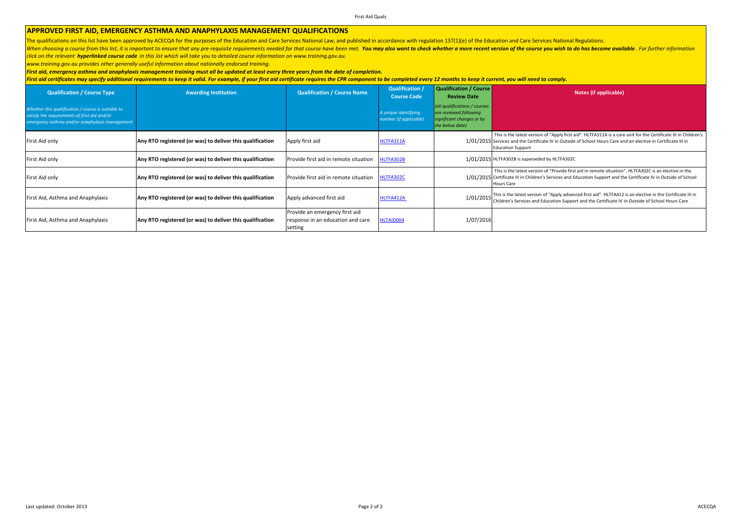## APPROVED FIRST AID, EMERGENCY ASTHMA AND ANAPHYLAXIS MANAGEMENT QUALIFICATIONS

The qualifications on this list have been approved by ACECQA for the purposes of the Education and Care Services National Law, and published in accordance with regulation 137(1)(e) of the Education and Care Services National Regulations.

*When choosing a course from this list, it is important to ensure that any pre-requisite requirements needed for that course have been met.* ***You may also want to check whether a more recent version of the course you wish to do has become available****. For further information click on the relevant* ***hyperlinked course code*** *in this list which will take you to detailed course information on www.training.gov.au.*

*www.training.gov.au provides other generally useful information about nationally endorsed training.*

***First aid, emergency asthma and anaphylaxis management training must all be updated at least every three years from the date of completion.***

***First aid certificates may specify additional requirements to keep it valid. For example, if your first aid certificate requires the CPR component to be completed every 12 months to keep it current, you will need to comply.***

| Qualification / Course Type<br>*Whether this qualification / course is suitable to satisfy the requirements of first aid and/or emergency asthma and/or anaphylaxis management* | Awarding Institution | Qualification / Course Name | Qualification / Course Code<br>*A unique identifying number (if applicable)* | Qualification / Course Review Date<br>*(all qualifications / courses are reviewed following significant changes or by the below date)* | Notes (if applicable) |
|---|---|---|---|---|---|
| First Aid only | **Any RTO registered (or was) to deliver this qualification** | Apply first aid | HLTFA311A | 1/01/2015 | This is the latest version of "Apply first aid". HLTFA311A is a core unit for the Certificate III in Children's Services and the Certificate IV in Outside of School Hours Care and an elective in Certificate III in Education Support |
| First Aid only | **Any RTO registered (or was) to deliver this qualification** | Provide first aid in remote situation | HLTFA302B | 1/01/2015 | HLTFA302B is superseded by HLTFA302C |
| First Aid only | **Any RTO registered (or was) to deliver this qualification** | Provide first aid in remote situation | HLTFA302C | 1/01/2015 | This is the latest version of "Provide first aid in remote situation". HLTFA302C is an elective in the Certificate III in Children's Services and Education Support and the Certificate IV in Outside of School Hours Care |
| First Aid, Asthma and Anaphylaxis | **Any RTO registered (or was) to deliver this qualification** | Apply advanced first aid | HLTFA412A | 1/01/2015 | This is the latest version of "Apply advanced first aid". HLTFA412 is an elective in the Certificate III in Children's Services and Education Support and the Certificate IV in Outside of School Hours Care |
| First Aid, Asthma and Anaphylaxis | **Any RTO registered (or was) to deliver this qualification** | Provide an emergency first aid response in an education and care setting | HLTAID004 | 1/07/2016 | |

Last updated: October 2013